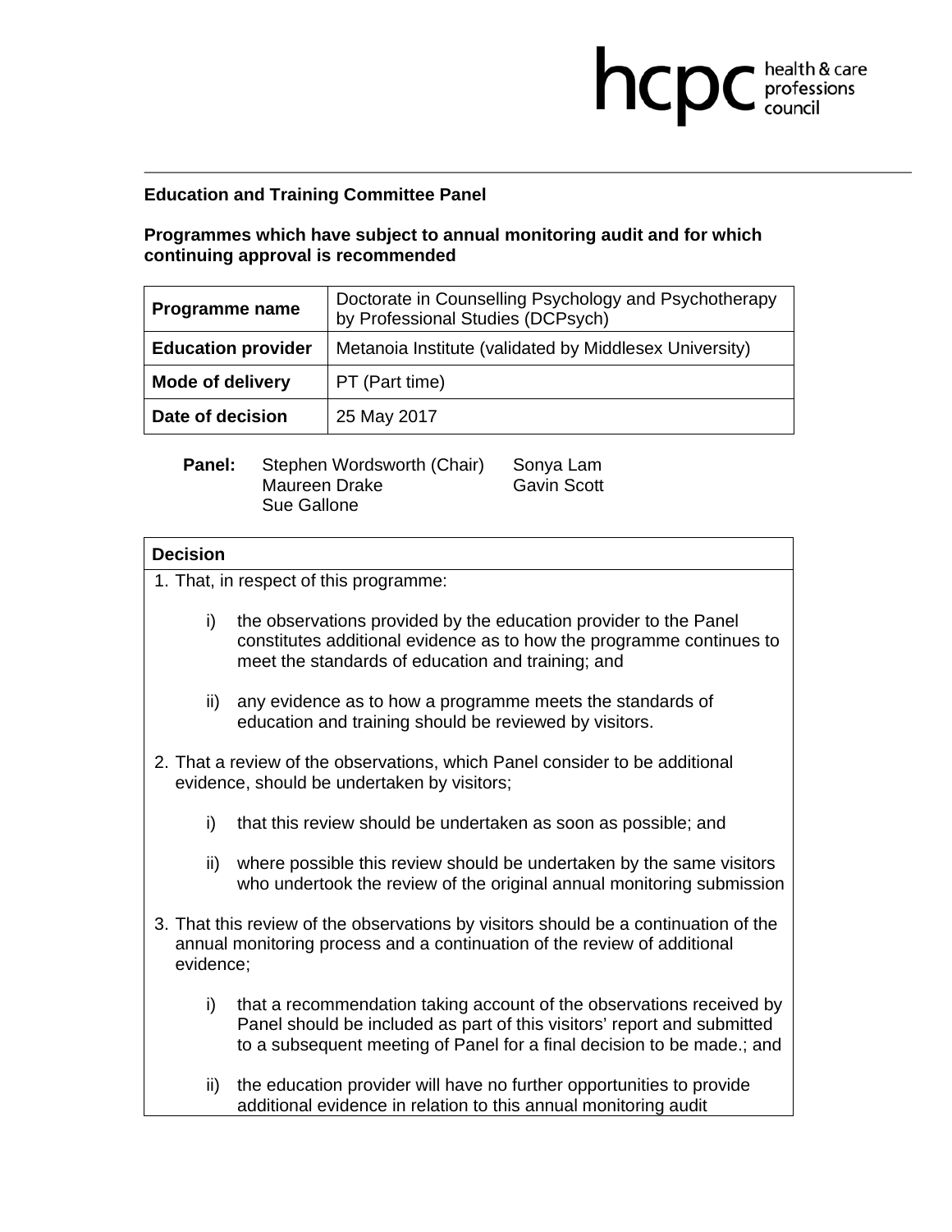hcpc health & care professions council

**Education and Training Committee Panel**

**Programmes which have subject to annual monitoring audit and for which continuing approval is recommended**

| **Programme name** | Doctorate in Counselling Psychology and Psychotherapy by Professional Studies (DCPsych) |
|---|---|
| **Education provider** | Metanoia Institute (validated by Middlesex University) |
| **Mode of delivery** | PT (Part time) |
| **Date of decision** | 25 May 2017 |

**Panel:** Stephen Wordsworth (Chair), Maureen Drake, Sue Gallone, Sonya Lam, Gavin Scott

**Decision**

1. That, in respect of this programme:

   i) the observations provided by the education provider to the Panel constitutes additional evidence as to how the programme continues to meet the standards of education and training; and

   ii) any evidence as to how a programme meets the standards of education and training should be reviewed by visitors.

2. That a review of the observations, which Panel consider to be additional evidence, should be undertaken by visitors;

   i) that this review should be undertaken as soon as possible; and

   ii) where possible this review should be undertaken by the same visitors who undertook the review of the original annual monitoring submission

3. That this review of the observations by visitors should be a continuation of the annual monitoring process and a continuation of the review of additional evidence;

   i) that a recommendation taking account of the observations received by Panel should be included as part of this visitors' report and submitted to a subsequent meeting of Panel for a final decision to be made.; and

   ii) the education provider will have no further opportunities to provide additional evidence in relation to this annual monitoring audit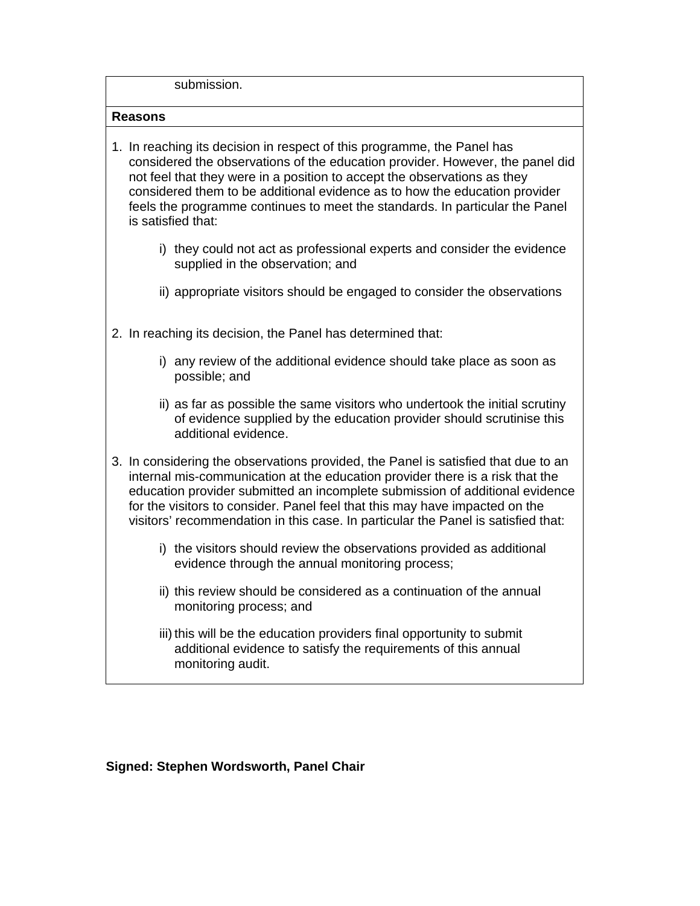submission.

**Reasons**

1. In reaching its decision in respect of this programme, the Panel has considered the observations of the education provider. However, the panel did not feel that they were in a position to accept the observations as they considered them to be additional evidence as to how the education provider feels the programme continues to meet the standards. In particular the Panel is satisfied that:

    i) they could not act as professional experts and consider the evidence supplied in the observation; and

    ii) appropriate visitors should be engaged to consider the observations

2. In reaching its decision, the Panel has determined that:

    i) any review of the additional evidence should take place as soon as possible; and

    ii) as far as possible the same visitors who undertook the initial scrutiny of evidence supplied by the education provider should scrutinise this additional evidence.

3. In considering the observations provided, the Panel is satisfied that due to an internal mis-communication at the education provider there is a risk that the education provider submitted an incomplete submission of additional evidence for the visitors to consider. Panel feel that this may have impacted on the visitors' recommendation in this case. In particular the Panel is satisfied that:

    i) the visitors should review the observations provided as additional evidence through the annual monitoring process;

    ii) this review should be considered as a continuation of the annual monitoring process; and

    iii) this will be the education providers final opportunity to submit additional evidence to satisfy the requirements of this annual monitoring audit.

**Signed: Stephen Wordsworth, Panel Chair**